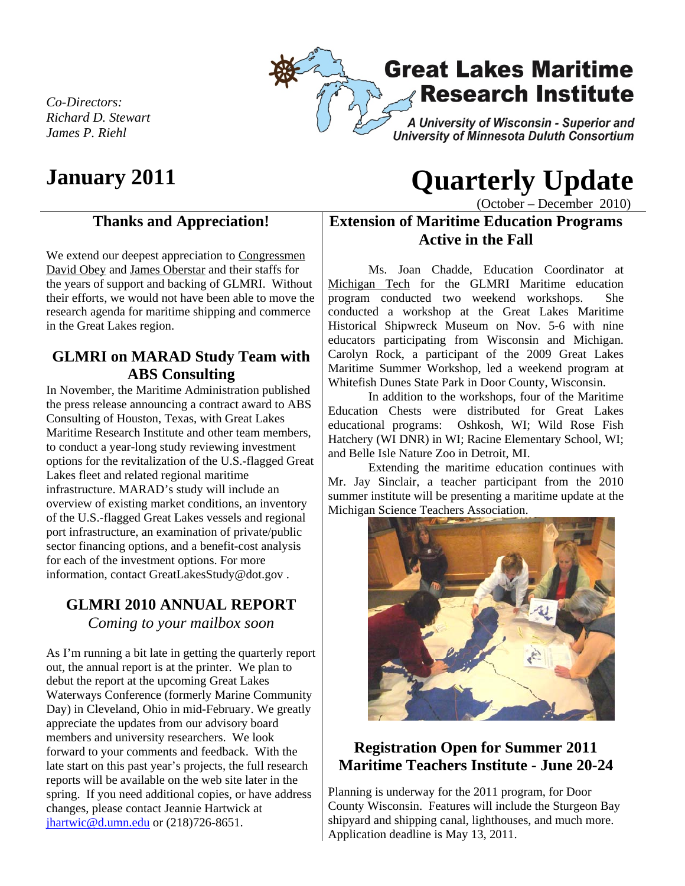*Co-Directors:*
*Richard D. Stewart*
*James P. Riehl*

# Great Lakes Maritime Research Institute

*A University of Wisconsin - Superior and University of Minnesota Duluth Consortium*

## January 2011

# Quarterly Update

(October – December 2010)

## Thanks and Appreciation!

We extend our deepest appreciation to Congressmen David Obey and James Oberstar and their staffs for the years of support and backing of GLMRI. Without their efforts, we would not have been able to move the research agenda for maritime shipping and commerce in the Great Lakes region.

## GLMRI on MARAD Study Team with ABS Consulting

In November, the Maritime Administration published the press release announcing a contract award to ABS Consulting of Houston, Texas, with Great Lakes Maritime Research Institute and other team members, to conduct a year-long study reviewing investment options for the revitalization of the U.S.-flagged Great Lakes fleet and related regional maritime infrastructure. MARAD's study will include an overview of existing market conditions, an inventory of the U.S.-flagged Great Lakes vessels and regional port infrastructure, an examination of private/public sector financing options, and a benefit-cost analysis for each of the investment options. For more information, contact GreatLakesStudy@dot.gov .

## GLMRI 2010 ANNUAL REPORT

*Coming to your mailbox soon*

As I'm running a bit late in getting the quarterly report out, the annual report is at the printer. We plan to debut the report at the upcoming Great Lakes Waterways Conference (formerly Marine Community Day) in Cleveland, Ohio in mid-February. We greatly appreciate the updates from our advisory board members and university researchers. We look forward to your comments and feedback. With the late start on this past year's projects, the full research reports will be available on the web site later in the spring. If you need additional copies, or have address changes, please contact Jeannie Hartwick at jhartwic@d.umn.edu or (218)726-8651.

## Extension of Maritime Education Programs Active in the Fall

Ms. Joan Chadde, Education Coordinator at Michigan Tech for the GLMRI Maritime education program conducted two weekend workshops. She conducted a workshop at the Great Lakes Maritime Historical Shipwreck Museum on Nov. 5-6 with nine educators participating from Wisconsin and Michigan. Carolyn Rock, a participant of the 2009 Great Lakes Maritime Summer Workshop, led a weekend program at Whitefish Dunes State Park in Door County, Wisconsin.

In addition to the workshops, four of the Maritime Education Chests were distributed for Great Lakes educational programs: Oshkosh, WI; Wild Rose Fish Hatchery (WI DNR) in WI; Racine Elementary School, WI; and Belle Isle Nature Zoo in Detroit, MI.

Extending the maritime education continues with Mr. Jay Sinclair, a teacher participant from the 2010 summer institute will be presenting a maritime update at the Michigan Science Teachers Association.

## Registration Open for Summer 2011 Maritime Teachers Institute - June 20-24

Planning is underway for the 2011 program, for Door County Wisconsin. Features will include the Sturgeon Bay shipyard and shipping canal, lighthouses, and much more. Application deadline is May 13, 2011.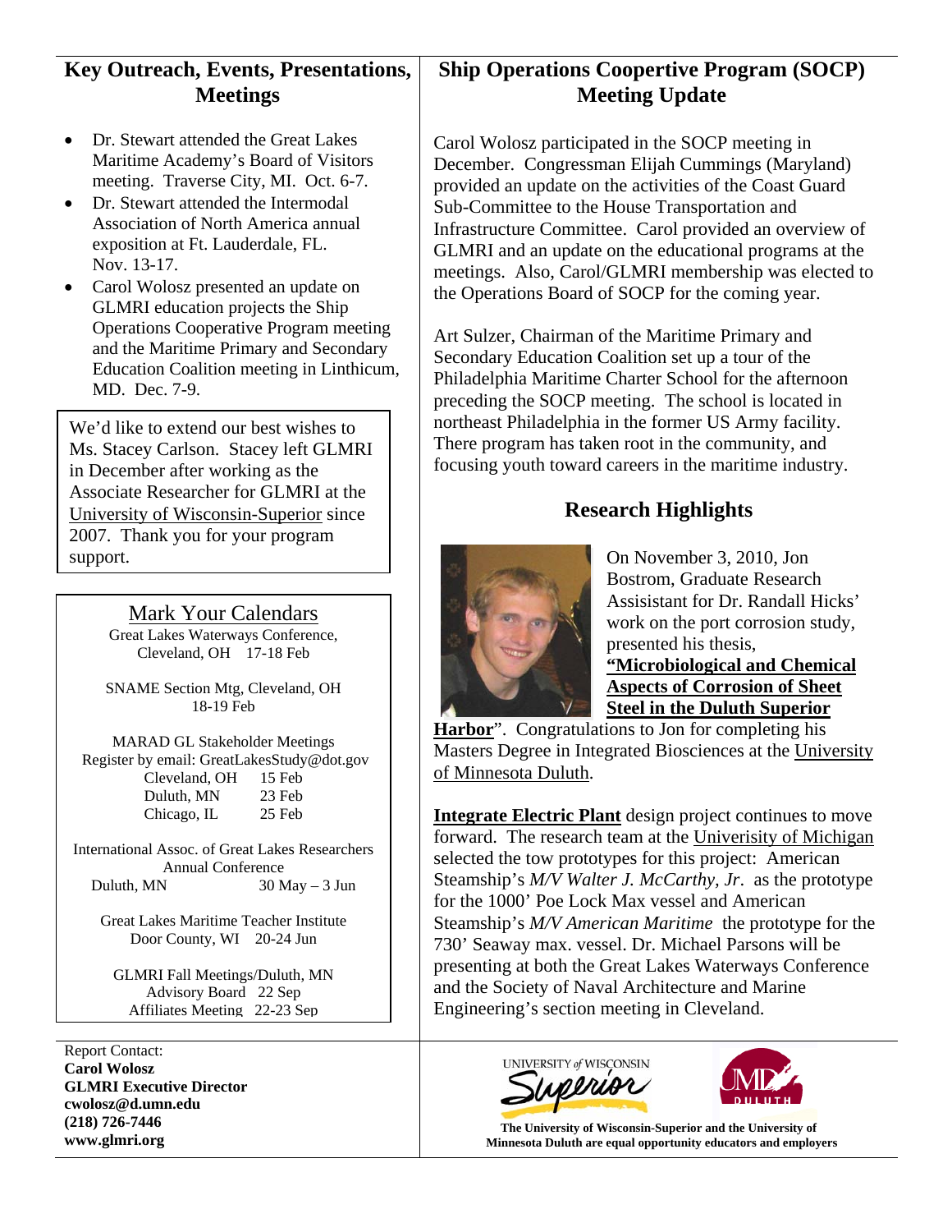## Key Outreach, Events, Presentations, Meetings

- Dr. Stewart attended the Great Lakes Maritime Academy's Board of Visitors meeting. Traverse City, MI. Oct. 6-7.
- Dr. Stewart attended the Intermodal Association of North America annual exposition at Ft. Lauderdale, FL. Nov. 13-17.
- Carol Wolosz presented an update on GLMRI education projects the Ship Operations Cooperative Program meeting and the Maritime Primary and Secondary Education Coalition meeting in Linthicum, MD. Dec. 7-9.

We'd like to extend our best wishes to Ms. Stacey Carlson. Stacey left GLMRI in December after working as the Associate Researcher for GLMRI at the University of Wisconsin-Superior since 2007. Thank you for your program support.

### Mark Your Calendars

Great Lakes Waterways Conference, Cleveland, OH 17-18 Feb

SNAME Section Mtg, Cleveland, OH 18-19 Feb

MARAD GL Stakeholder Meetings
Register by email: GreatLakesStudy@dot.gov
Cleveland, OH 15 Feb
Duluth, MN 23 Feb
Chicago, IL 25 Feb

International Assoc. of Great Lakes Researchers Annual Conference
Duluth, MN 30 May – 3 Jun

Great Lakes Maritime Teacher Institute
Door County, WI 20-24 Jun

GLMRI Fall Meetings/Duluth, MN
Advisory Board 22 Sep
Affiliates Meeting 22-23 Sep

## Ship Operations Coopertive Program (SOCP) Meeting Update

Carol Wolosz participated in the SOCP meeting in December. Congressman Elijah Cummings (Maryland) provided an update on the activities of the Coast Guard Sub-Committee to the House Transportation and Infrastructure Committee. Carol provided an overview of GLMRI and an update on the educational programs at the meetings. Also, Carol/GLMRI membership was elected to the Operations Board of SOCP for the coming year.

Art Sulzer, Chairman of the Maritime Primary and Secondary Education Coalition set up a tour of the Philadelphia Maritime Charter School for the afternoon preceding the SOCP meeting. The school is located in northeast Philadelphia in the former US Army facility. There program has taken root in the community, and focusing youth toward careers in the maritime industry.

## Research Highlights

On November 3, 2010, Jon Bostrom, Graduate Research Assistant for Dr. Randall Hicks' work on the port corrosion study, presented his thesis, **"Microbiological and Chemical Aspects of Corrosion of Sheet Steel in the Duluth Superior Harbor"**. Congratulations to Jon for completing his Masters Degree in Integrated Biosciences at the University of Minnesota Duluth.

**Integrate Electric Plant** design project continues to move forward. The research team at the Univeirsity of Michigan selected the tow prototypes for this project: American Steamship's *M/V Walter J. McCarthy, Jr*. as the prototype for the 1000' Poe Lock Max vessel and American Steamship's *M/V American Maritime* the prototype for the 730' Seaway max. vessel. Dr. Michael Parsons will be presenting at both the Great Lakes Waterways Conference and the Society of Naval Architecture and Marine Engineering's section meeting in Cleveland.

Report Contact:
**Carol Wolosz**
**GLMRI Executive Director**
**cwolosz@d.umn.edu**
**(218) 726-7446**
**www.glmri.org**

**The University of Wisconsin-Superior and the University of Minnesota Duluth are equal opportunity educators and employers**